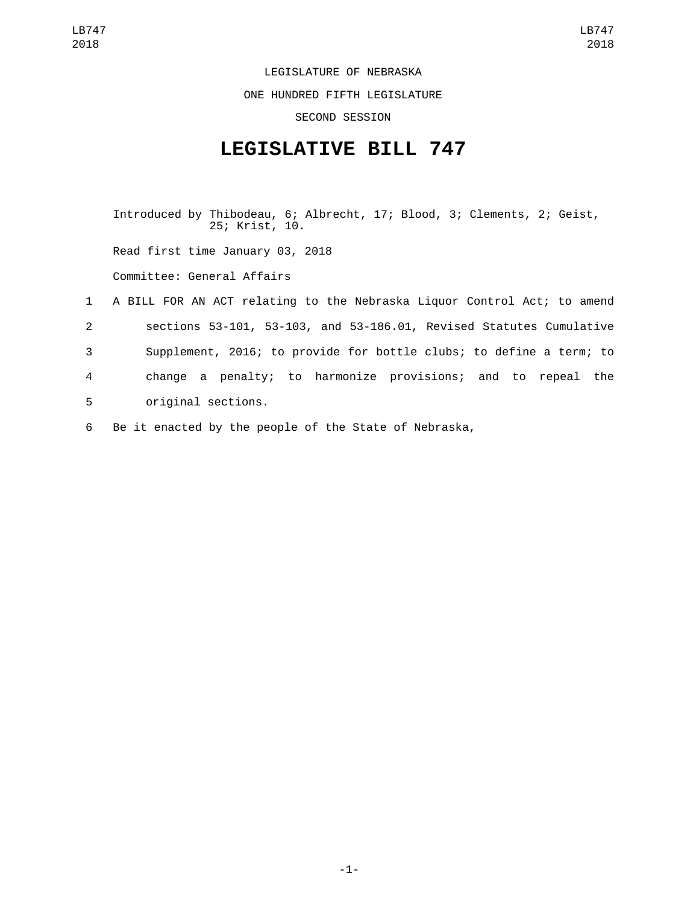LEGISLATURE OF NEBRASKA

ONE HUNDRED FIFTH LEGISLATURE

SECOND SESSION

# LEGISLATIVE BILL 747

Introduced by Thibodeau, 6; Albrecht, 17; Blood, 3; Clements, 2; Geist, 25; Krist, 10.

Read first time January 03, 2018

Committee: General Affairs

1 A BILL FOR AN ACT relating to the Nebraska Liquor Control Act; to amend
2 sections 53-101, 53-103, and 53-186.01, Revised Statutes Cumulative
3 Supplement, 2016; to provide for bottle clubs; to define a term; to
4 change a penalty; to harmonize provisions; and to repeal the
5 original sections.

6 Be it enacted by the people of the State of Nebraska,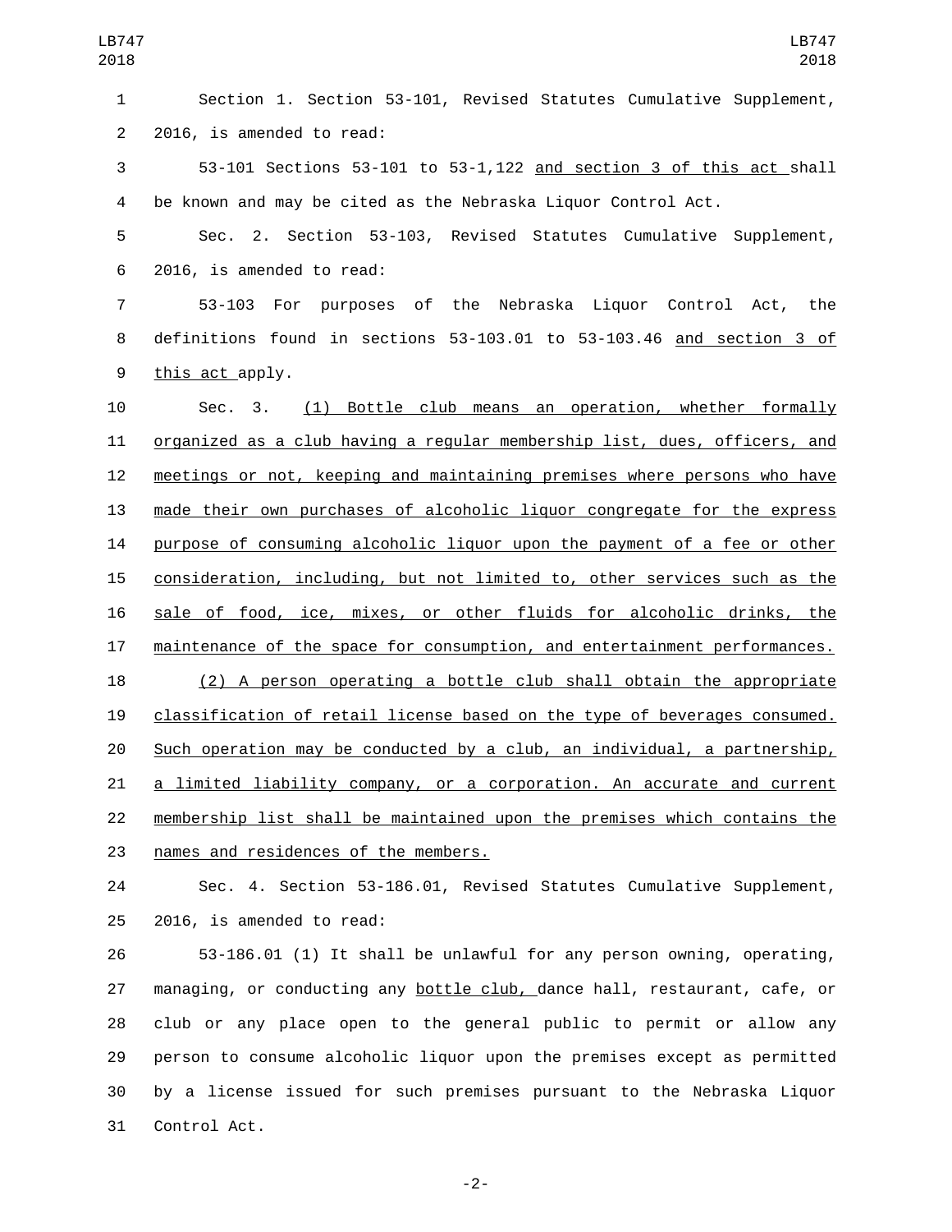Section 1. Section 53-101, Revised Statutes Cumulative Supplement, 2016, is amended to read:

53-101 Sections 53-101 to 53-1,122 and section 3 of this act shall be known and may be cited as the Nebraska Liquor Control Act.

Sec. 2. Section 53-103, Revised Statutes Cumulative Supplement, 2016, is amended to read:

53-103 For purposes of the Nebraska Liquor Control Act, the definitions found in sections 53-103.01 to 53-103.46 and section 3 of this act apply.

Sec. 3. (1) Bottle club means an operation, whether formally organized as a club having a regular membership list, dues, officers, and meetings or not, keeping and maintaining premises where persons who have made their own purchases of alcoholic liquor congregate for the express purpose of consuming alcoholic liquor upon the payment of a fee or other consideration, including, but not limited to, other services such as the sale of food, ice, mixes, or other fluids for alcoholic drinks, the maintenance of the space for consumption, and entertainment performances.

(2) A person operating a bottle club shall obtain the appropriate classification of retail license based on the type of beverages consumed. Such operation may be conducted by a club, an individual, a partnership, a limited liability company, or a corporation. An accurate and current membership list shall be maintained upon the premises which contains the names and residences of the members.

Sec. 4. Section 53-186.01, Revised Statutes Cumulative Supplement, 2016, is amended to read:

53-186.01 (1) It shall be unlawful for any person owning, operating, managing, or conducting any bottle club, dance hall, restaurant, cafe, or club or any place open to the general public to permit or allow any person to consume alcoholic liquor upon the premises except as permitted by a license issued for such premises pursuant to the Nebraska Liquor Control Act.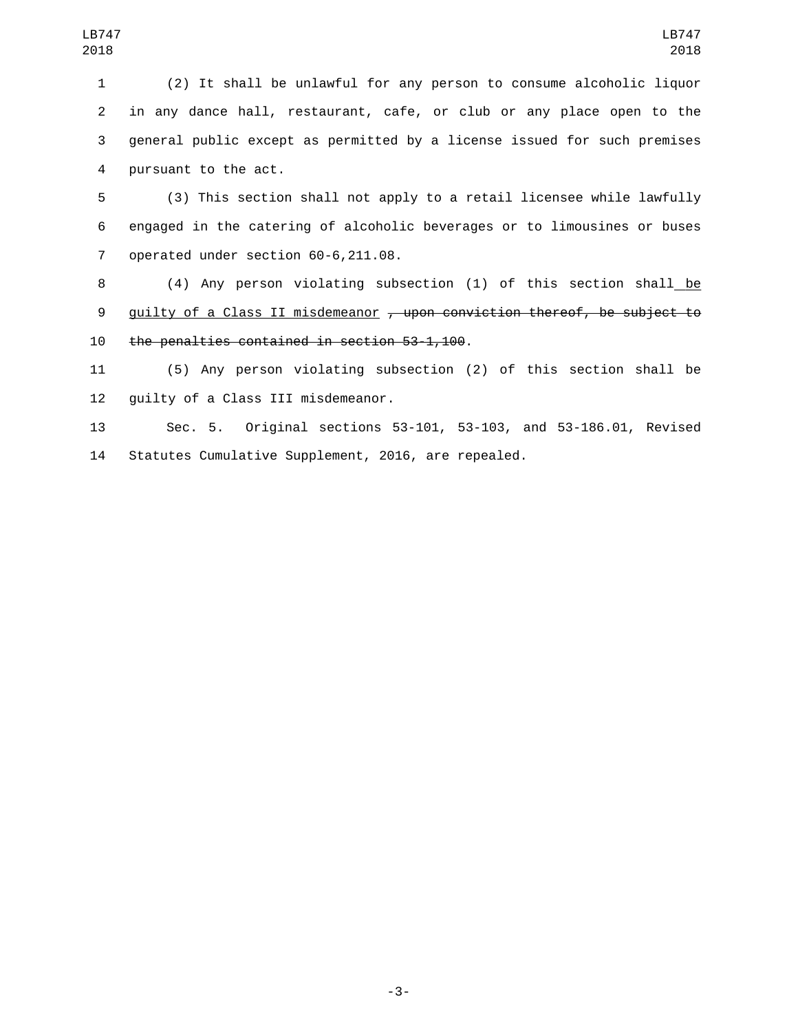(2) It shall be unlawful for any person to consume alcoholic liquor in any dance hall, restaurant, cafe, or club or any place open to the general public except as permitted by a license issued for such premises pursuant to the act.

(3) This section shall not apply to a retail licensee while lawfully engaged in the catering of alcoholic beverages or to limousines or buses operated under section 60-6,211.08.

(4) Any person violating subsection (1) of this section shall be guilty of a Class II misdemeanor ~~, upon conviction thereof, be subject to the penalties contained in section 53-1,100~~.

(5) Any person violating subsection (2) of this section shall be guilty of a Class III misdemeanor.

Sec. 5. Original sections 53-101, 53-103, and 53-186.01, Revised Statutes Cumulative Supplement, 2016, are repealed.